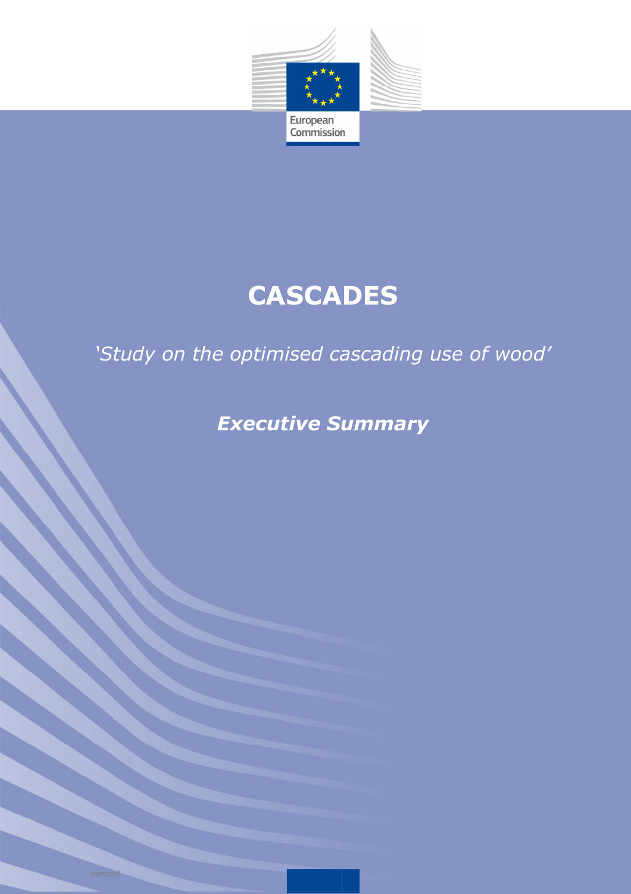European Commission

# CASCADES

*'Study on the optimised cascading use of wood'*

***Executive Summary***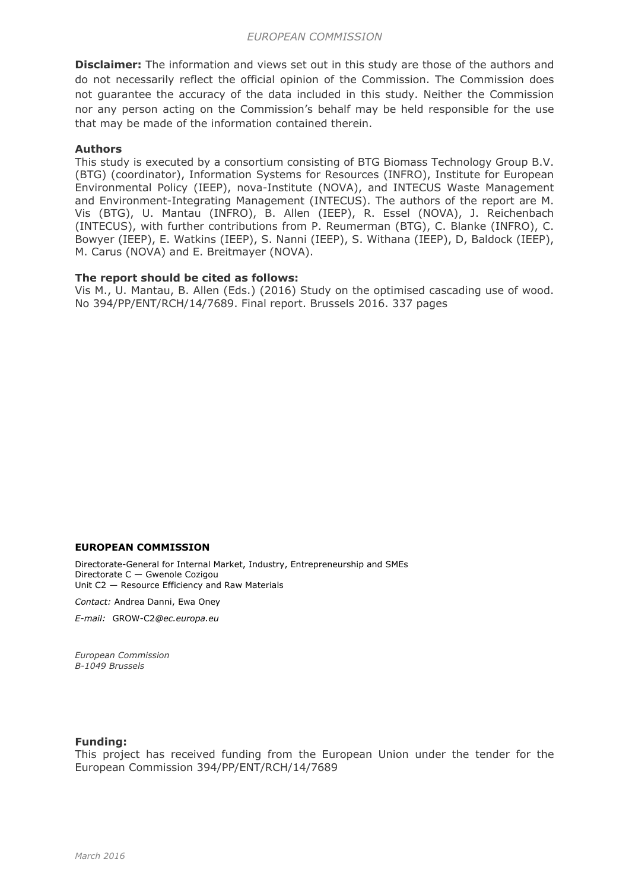**Disclaimer:** The information and views set out in this study are those of the authors and do not necessarily reflect the official opinion of the Commission. The Commission does not guarantee the accuracy of the data included in this study. Neither the Commission nor any person acting on the Commission's behalf may be held responsible for the use that may be made of the information contained therein.

**Authors**

This study is executed by a consortium consisting of BTG Biomass Technology Group B.V. (BTG) (coordinator), Information Systems for Resources (INFRO), Institute for European Environmental Policy (IEEP), nova-Institute (NOVA), and INTECUS Waste Management and Environment-Integrating Management (INTECUS). The authors of the report are M. Vis (BTG), U. Mantau (INFRO), B. Allen (IEEP), R. Essel (NOVA), J. Reichenbach (INTECUS), with further contributions from P. Reumerman (BTG), C. Blanke (INFRO), C. Bowyer (IEEP), E. Watkins (IEEP), S. Nanni (IEEP), S. Withana (IEEP), D, Baldock (IEEP), M. Carus (NOVA) and E. Breitmayer (NOVA).

**The report should be cited as follows:**

Vis M., U. Mantau, B. Allen (Eds.) (2016) Study on the optimised cascading use of wood. No 394/PP/ENT/RCH/14/7689. Final report. Brussels 2016. 337 pages

**EUROPEAN COMMISSION**

Directorate-General for Internal Market, Industry, Entrepreneurship and SMEs
Directorate C — Gwenole Cozigou
Unit C2 — Resource Efficiency and Raw Materials

*Contact:* Andrea Danni, Ewa Oney

*E-mail:* GROW-C2*@ec.europa.eu*

*European Commission*
*B-1049 Brussels*

**Funding:**

This project has received funding from the European Union under the tender for the European Commission 394/PP/ENT/RCH/14/7689

*March 2016*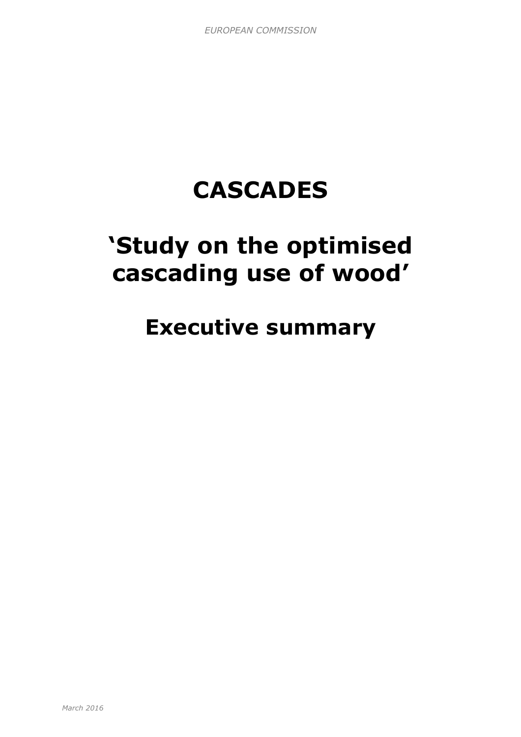EUROPEAN COMMISSION

# CASCADES

# 'Study on the optimised cascading use of wood'

# Executive summary

*March 2016*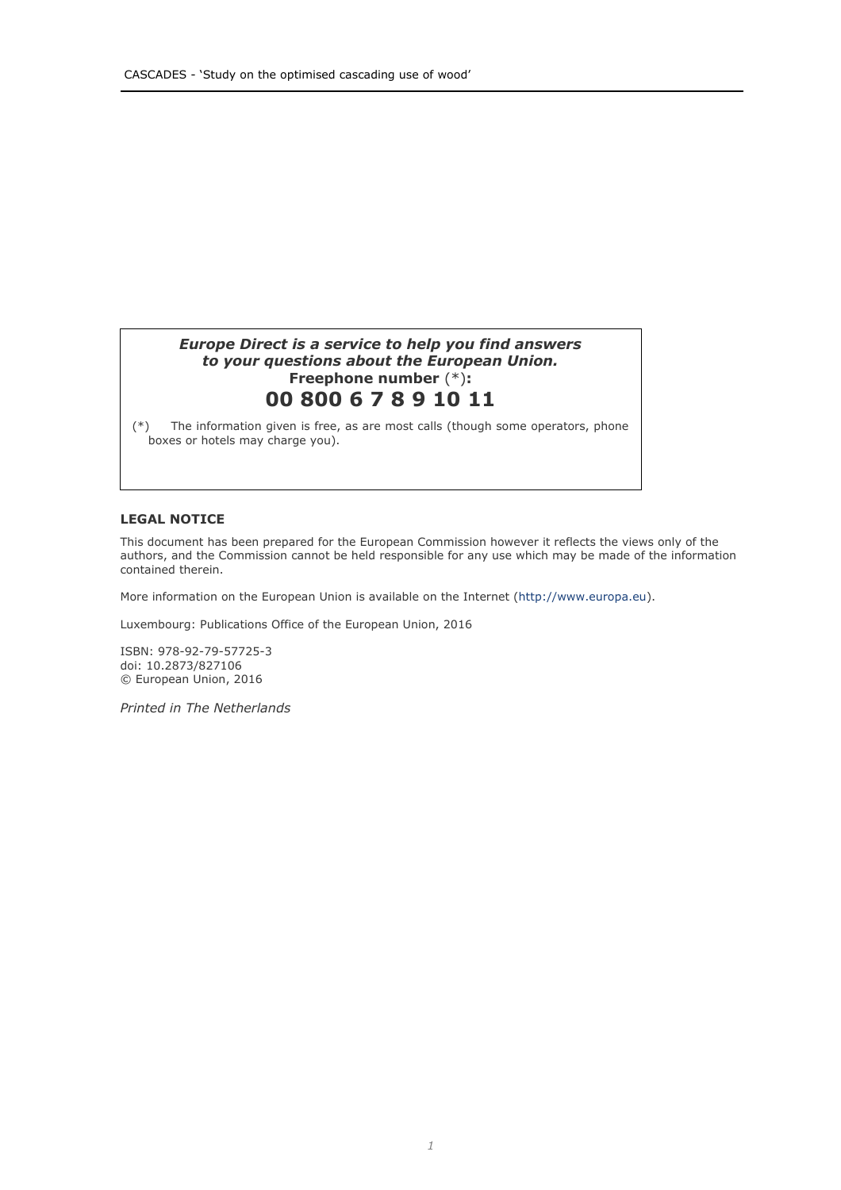***Europe Direct is a service to help you find answers to your questions about the European Union.***

**Freephone number** (*)**:**

**00 800 6 7 8 9 10 11**

(*) The information given is free, as are most calls (though some operators, phone boxes or hotels may charge you).

**LEGAL NOTICE**

This document has been prepared for the European Commission however it reflects the views only of the authors, and the Commission cannot be held responsible for any use which may be made of the information contained therein.

More information on the European Union is available on the Internet (http://www.europa.eu).

Luxembourg: Publications Office of the European Union, 2016

ISBN: 978-92-79-57725-3
doi: 10.2873/827106
© European Union, 2016

*Printed in The Netherlands*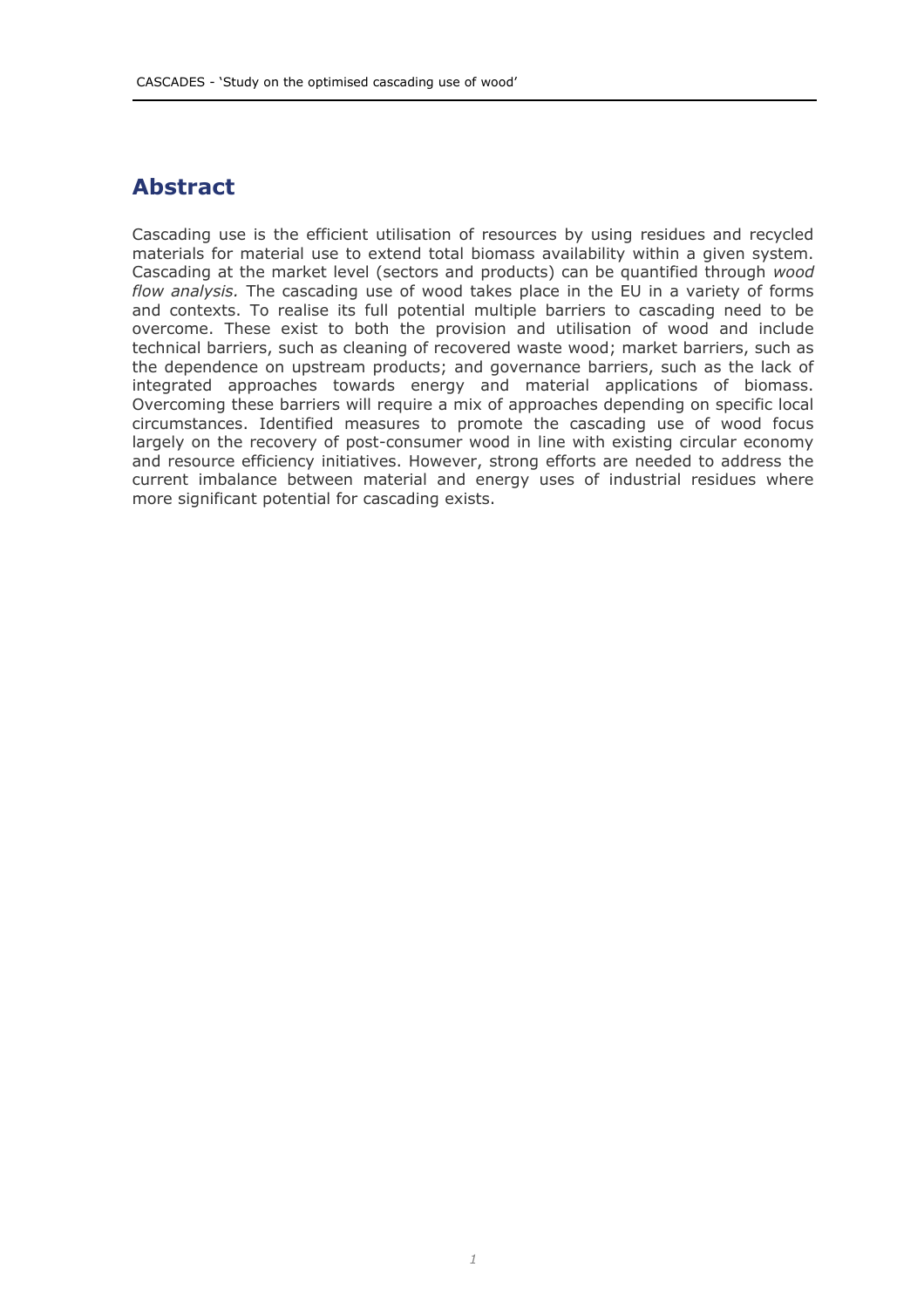## Abstract

Cascading use is the efficient utilisation of resources by using residues and recycled materials for material use to extend total biomass availability within a given system. Cascading at the market level (sectors and products) can be quantified through *wood flow analysis.* The cascading use of wood takes place in the EU in a variety of forms and contexts. To realise its full potential multiple barriers to cascading need to be overcome. These exist to both the provision and utilisation of wood and include technical barriers, such as cleaning of recovered waste wood; market barriers, such as the dependence on upstream products; and governance barriers, such as the lack of integrated approaches towards energy and material applications of biomass. Overcoming these barriers will require a mix of approaches depending on specific local circumstances. Identified measures to promote the cascading use of wood focus largely on the recovery of post-consumer wood in line with existing circular economy and resource efficiency initiatives. However, strong efforts are needed to address the current imbalance between material and energy uses of industrial residues where more significant potential for cascading exists.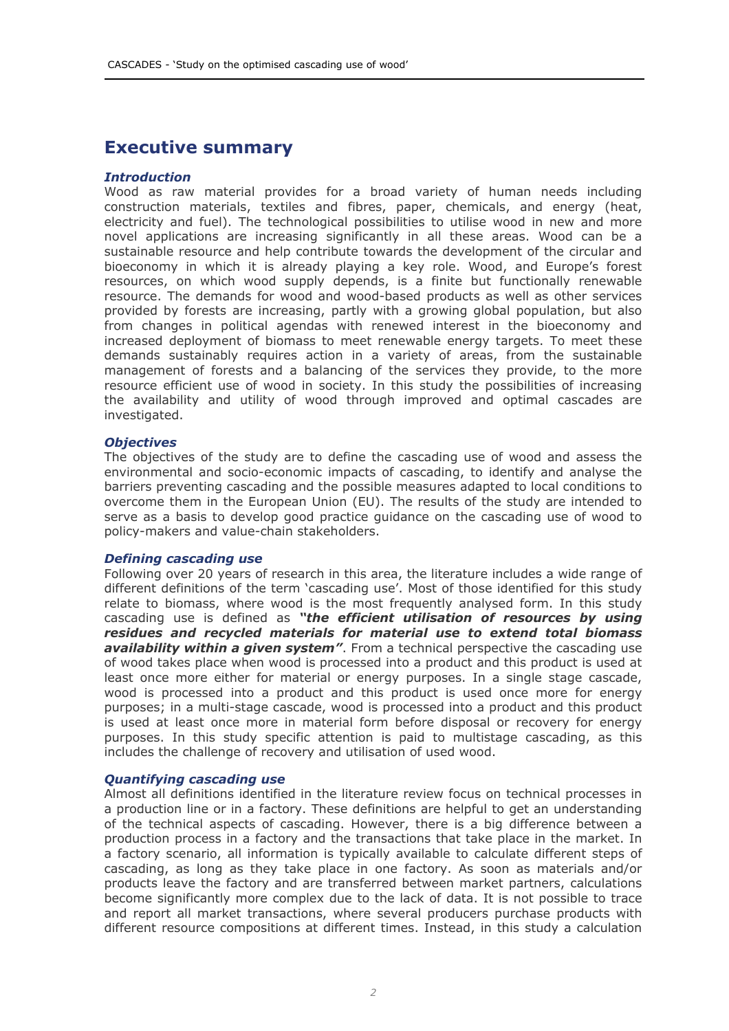# Executive summary

### *Introduction*

Wood as raw material provides for a broad variety of human needs including construction materials, textiles and fibres, paper, chemicals, and energy (heat, electricity and fuel). The technological possibilities to utilise wood in new and more novel applications are increasing significantly in all these areas. Wood can be a sustainable resource and help contribute towards the development of the circular and bioeconomy in which it is already playing a key role. Wood, and Europe's forest resources, on which wood supply depends, is a finite but functionally renewable resource. The demands for wood and wood-based products as well as other services provided by forests are increasing, partly with a growing global population, but also from changes in political agendas with renewed interest in the bioeconomy and increased deployment of biomass to meet renewable energy targets. To meet these demands sustainably requires action in a variety of areas, from the sustainable management of forests and a balancing of the services they provide, to the more resource efficient use of wood in society. In this study the possibilities of increasing the availability and utility of wood through improved and optimal cascades are investigated.

### *Objectives*

The objectives of the study are to define the cascading use of wood and assess the environmental and socio-economic impacts of cascading, to identify and analyse the barriers preventing cascading and the possible measures adapted to local conditions to overcome them in the European Union (EU). The results of the study are intended to serve as a basis to develop good practice guidance on the cascading use of wood to policy-makers and value-chain stakeholders.

### *Defining cascading use*

Following over 20 years of research in this area, the literature includes a wide range of different definitions of the term 'cascading use'. Most of those identified for this study relate to biomass, where wood is the most frequently analysed form. In this study cascading use is defined as ***"the efficient utilisation of resources by using residues and recycled materials for material use to extend total biomass availability within a given system"***. From a technical perspective the cascading use of wood takes place when wood is processed into a product and this product is used at least once more either for material or energy purposes. In a single stage cascade, wood is processed into a product and this product is used once more for energy purposes; in a multi-stage cascade, wood is processed into a product and this product is used at least once more in material form before disposal or recovery for energy purposes. In this study specific attention is paid to multistage cascading, as this includes the challenge of recovery and utilisation of used wood.

### *Quantifying cascading use*

Almost all definitions identified in the literature review focus on technical processes in a production line or in a factory. These definitions are helpful to get an understanding of the technical aspects of cascading. However, there is a big difference between a production process in a factory and the transactions that take place in the market. In a factory scenario, all information is typically available to calculate different steps of cascading, as long as they take place in one factory. As soon as materials and/or products leave the factory and are transferred between market partners, calculations become significantly more complex due to the lack of data. It is not possible to trace and report all market transactions, where several producers purchase products with different resource compositions at different times. Instead, in this study a calculation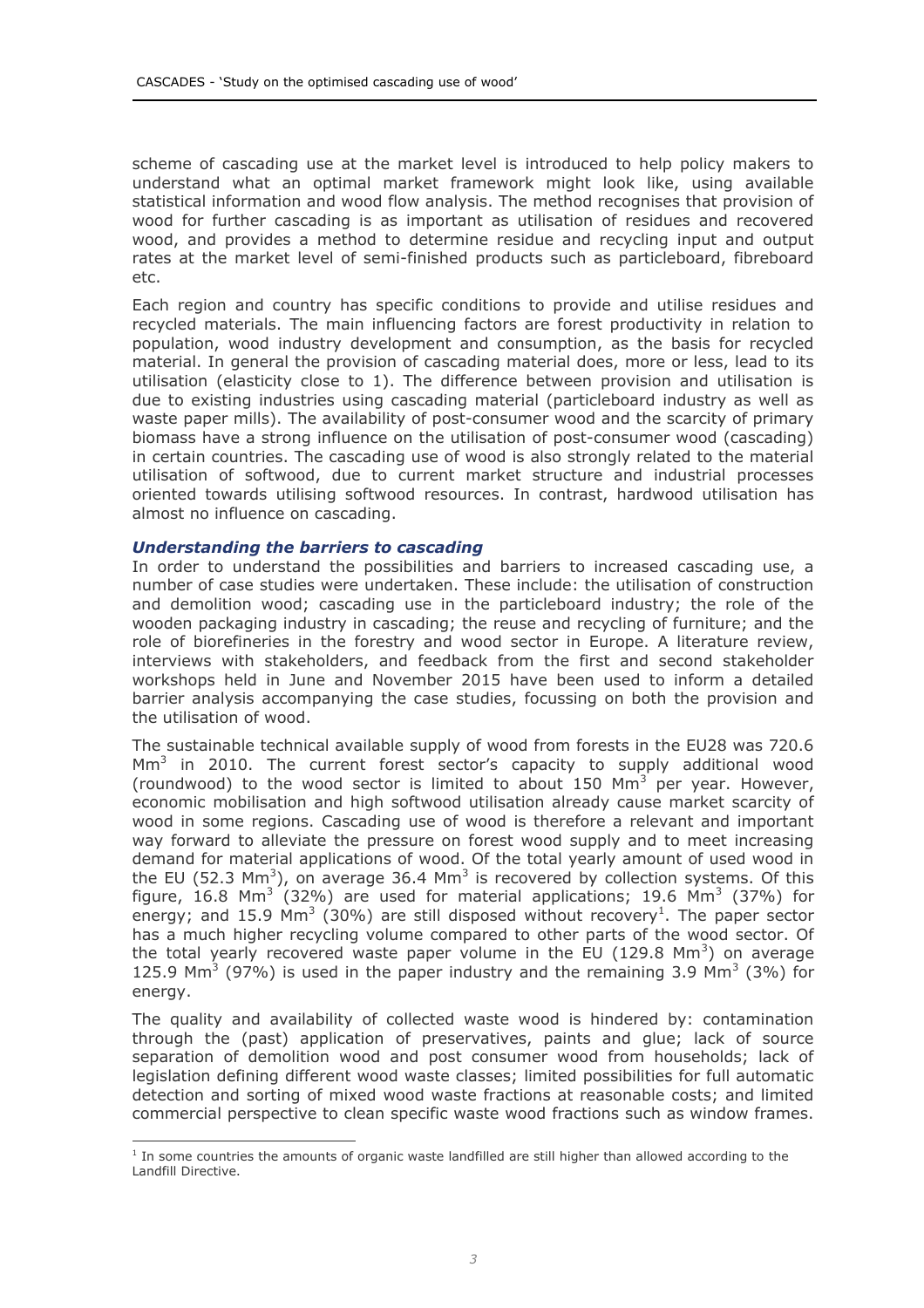scheme of cascading use at the market level is introduced to help policy makers to understand what an optimal market framework might look like, using available statistical information and wood flow analysis. The method recognises that provision of wood for further cascading is as important as utilisation of residues and recovered wood, and provides a method to determine residue and recycling input and output rates at the market level of semi-finished products such as particleboard, fibreboard etc.

Each region and country has specific conditions to provide and utilise residues and recycled materials. The main influencing factors are forest productivity in relation to population, wood industry development and consumption, as the basis for recycled material. In general the provision of cascading material does, more or less, lead to its utilisation (elasticity close to 1). The difference between provision and utilisation is due to existing industries using cascading material (particleboard industry as well as waste paper mills). The availability of post-consumer wood and the scarcity of primary biomass have a strong influence on the utilisation of post-consumer wood (cascading) in certain countries. The cascading use of wood is also strongly related to the material utilisation of softwood, due to current market structure and industrial processes oriented towards utilising softwood resources. In contrast, hardwood utilisation has almost no influence on cascading.

### *Understanding the barriers to cascading*

In order to understand the possibilities and barriers to increased cascading use, a number of case studies were undertaken. These include: the utilisation of construction and demolition wood; cascading use in the particleboard industry; the role of the wooden packaging industry in cascading; the reuse and recycling of furniture; and the role of biorefineries in the forestry and wood sector in Europe. A literature review, interviews with stakeholders, and feedback from the first and second stakeholder workshops held in June and November 2015 have been used to inform a detailed barrier analysis accompanying the case studies, focussing on both the provision and the utilisation of wood.

The sustainable technical available supply of wood from forests in the EU28 was 720.6 $Mm^3$ in 2010. The current forest sector's capacity to supply additional wood (roundwood) to the wood sector is limited to about 150 $Mm^3$ per year. However, economic mobilisation and high softwood utilisation already cause market scarcity of wood in some regions. Cascading use of wood is therefore a relevant and important way forward to alleviate the pressure on forest wood supply and to meet increasing demand for material applications of wood. Of the total yearly amount of used wood in the EU (52.3 $Mm^3$), on average 36.4 $Mm^3$ is recovered by collection systems. Of this figure, 16.8 $Mm^3$ (32%) are used for material applications; 19.6 $Mm^3$ (37%) for energy; and 15.9 $Mm^3$ (30%) are still disposed without recovery[1]. The paper sector has a much higher recycling volume compared to other parts of the wood sector. Of the total yearly recovered waste paper volume in the EU (129.8 $Mm^3$) on average 125.9 $Mm^3$ (97%) is used in the paper industry and the remaining 3.9 $Mm^3$ (3%) for energy.

The quality and availability of collected waste wood is hindered by: contamination through the (past) application of preservatives, paints and glue; lack of source separation of demolition wood and post consumer wood from households; lack of legislation defining different wood waste classes; limited possibilities for full automatic detection and sorting of mixed wood waste fractions at reasonable costs; and limited commercial perspective to clean specific waste wood fractions such as window frames.

[1] In some countries the amounts of organic waste landfilled are still higher than allowed according to the Landfill Directive.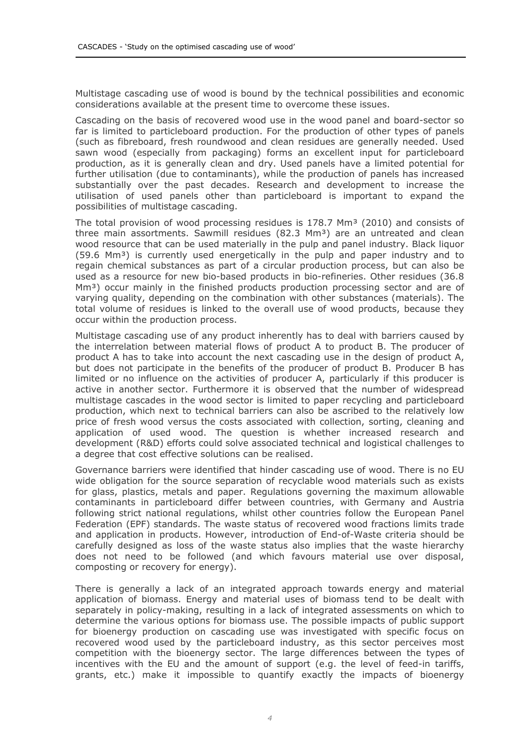Multistage cascading use of wood is bound by the technical possibilities and economic considerations available at the present time to overcome these issues.

Cascading on the basis of recovered wood use in the wood panel and board-sector so far is limited to particleboard production. For the production of other types of panels (such as fibreboard, fresh roundwood and clean residues are generally needed. Used sawn wood (especially from packaging) forms an excellent input for particleboard production, as it is generally clean and dry. Used panels have a limited potential for further utilisation (due to contaminants), while the production of panels has increased substantially over the past decades. Research and development to increase the utilisation of used panels other than particleboard is important to expand the possibilities of multistage cascading.

The total provision of wood processing residues is 178.7 Mm³ (2010) and consists of three main assortments. Sawmill residues (82.3 Mm³) are an untreated and clean wood resource that can be used materially in the pulp and panel industry. Black liquor (59.6 Mm³) is currently used energetically in the pulp and paper industry and to regain chemical substances as part of a circular production process, but can also be used as a resource for new bio-based products in bio-refineries. Other residues (36.8 Mm³) occur mainly in the finished products production processing sector and are of varying quality, depending on the combination with other substances (materials). The total volume of residues is linked to the overall use of wood products, because they occur within the production process.

Multistage cascading use of any product inherently has to deal with barriers caused by the interrelation between material flows of product A to product B. The producer of product A has to take into account the next cascading use in the design of product A, but does not participate in the benefits of the producer of product B. Producer B has limited or no influence on the activities of producer A, particularly if this producer is active in another sector. Furthermore it is observed that the number of widespread multistage cascades in the wood sector is limited to paper recycling and particleboard production, which next to technical barriers can also be ascribed to the relatively low price of fresh wood versus the costs associated with collection, sorting, cleaning and application of used wood. The question is whether increased research and development (R&D) efforts could solve associated technical and logistical challenges to a degree that cost effective solutions can be realised.

Governance barriers were identified that hinder cascading use of wood. There is no EU wide obligation for the source separation of recyclable wood materials such as exists for glass, plastics, metals and paper. Regulations governing the maximum allowable contaminants in particleboard differ between countries, with Germany and Austria following strict national regulations, whilst other countries follow the European Panel Federation (EPF) standards. The waste status of recovered wood fractions limits trade and application in products. However, introduction of End-of-Waste criteria should be carefully designed as loss of the waste status also implies that the waste hierarchy does not need to be followed (and which favours material use over disposal, composting or recovery for energy).

There is generally a lack of an integrated approach towards energy and material application of biomass. Energy and material uses of biomass tend to be dealt with separately in policy-making, resulting in a lack of integrated assessments on which to determine the various options for biomass use. The possible impacts of public support for bioenergy production on cascading use was investigated with specific focus on recovered wood used by the particleboard industry, as this sector perceives most competition with the bioenergy sector. The large differences between the types of incentives with the EU and the amount of support (e.g. the level of feed-in tariffs, grants, etc.) make it impossible to quantify exactly the impacts of bioenergy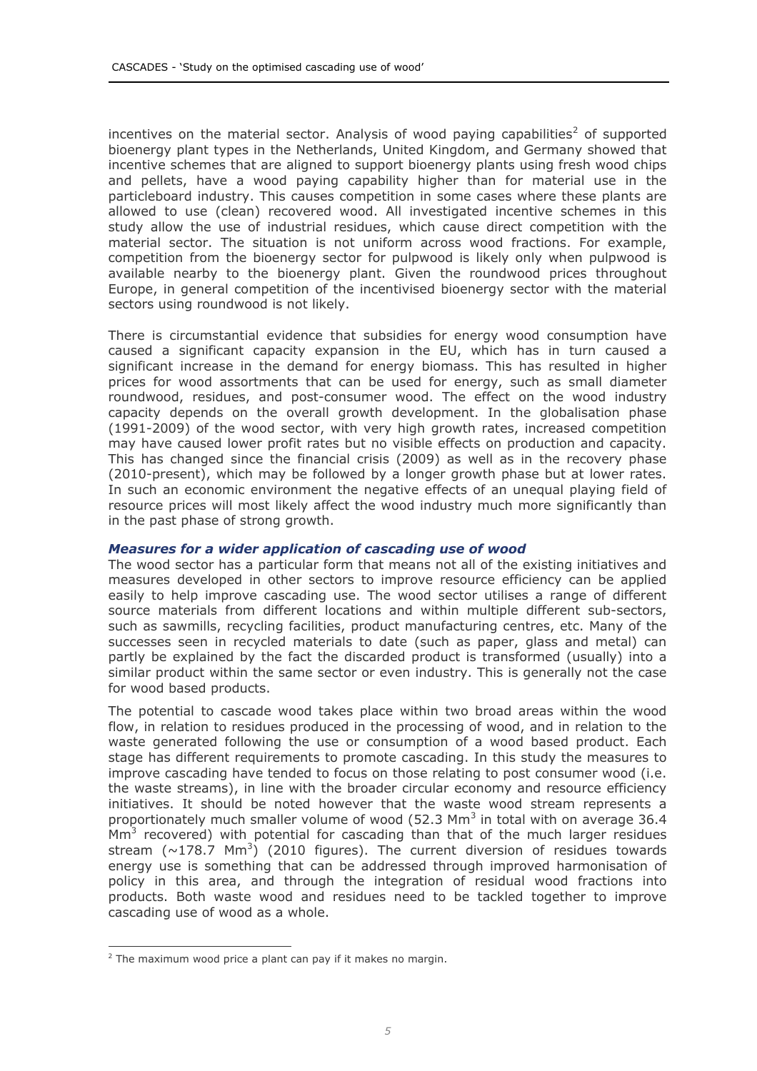incentives on the material sector. Analysis of wood paying capabilities[2] of supported bioenergy plant types in the Netherlands, United Kingdom, and Germany showed that incentive schemes that are aligned to support bioenergy plants using fresh wood chips and pellets, have a wood paying capability higher than for material use in the particleboard industry. This causes competition in some cases where these plants are allowed to use (clean) recovered wood. All investigated incentive schemes in this study allow the use of industrial residues, which cause direct competition with the material sector. The situation is not uniform across wood fractions. For example, competition from the bioenergy sector for pulpwood is likely only when pulpwood is available nearby to the bioenergy plant. Given the roundwood prices throughout Europe, in general competition of the incentivised bioenergy sector with the material sectors using roundwood is not likely.

There is circumstantial evidence that subsidies for energy wood consumption have caused a significant capacity expansion in the EU, which has in turn caused a significant increase in the demand for energy biomass. This has resulted in higher prices for wood assortments that can be used for energy, such as small diameter roundwood, residues, and post-consumer wood. The effect on the wood industry capacity depends on the overall growth development. In the globalisation phase (1991-2009) of the wood sector, with very high growth rates, increased competition may have caused lower profit rates but no visible effects on production and capacity. This has changed since the financial crisis (2009) as well as in the recovery phase (2010-present), which may be followed by a longer growth phase but at lower rates. In such an economic environment the negative effects of an unequal playing field of resource prices will most likely affect the wood industry much more significantly than in the past phase of strong growth.

### *Measures for a wider application of cascading use of wood*

The wood sector has a particular form that means not all of the existing initiatives and measures developed in other sectors to improve resource efficiency can be applied easily to help improve cascading use. The wood sector utilises a range of different source materials from different locations and within multiple different sub-sectors, such as sawmills, recycling facilities, product manufacturing centres, etc. Many of the successes seen in recycled materials to date (such as paper, glass and metal) can partly be explained by the fact the discarded product is transformed (usually) into a similar product within the same sector or even industry. This is generally not the case for wood based products.

The potential to cascade wood takes place within two broad areas within the wood flow, in relation to residues produced in the processing of wood, and in relation to the waste generated following the use or consumption of a wood based product. Each stage has different requirements to promote cascading. In this study the measures to improve cascading have tended to focus on those relating to post consumer wood (i.e. the waste streams), in line with the broader circular economy and resource efficiency initiatives. It should be noted however that the waste wood stream represents a proportionately much smaller volume of wood (52.3 $Mm^3$ in total with on average 36.4 $Mm^3$ recovered) with potential for cascading than that of the much larger residues stream (~178.7 $Mm^3$) (2010 figures). The current diversion of residues towards energy use is something that can be addressed through improved harmonisation of policy in this area, and through the integration of residual wood fractions into products. Both waste wood and residues need to be tackled together to improve cascading use of wood as a whole.

[2] The maximum wood price a plant can pay if it makes no margin.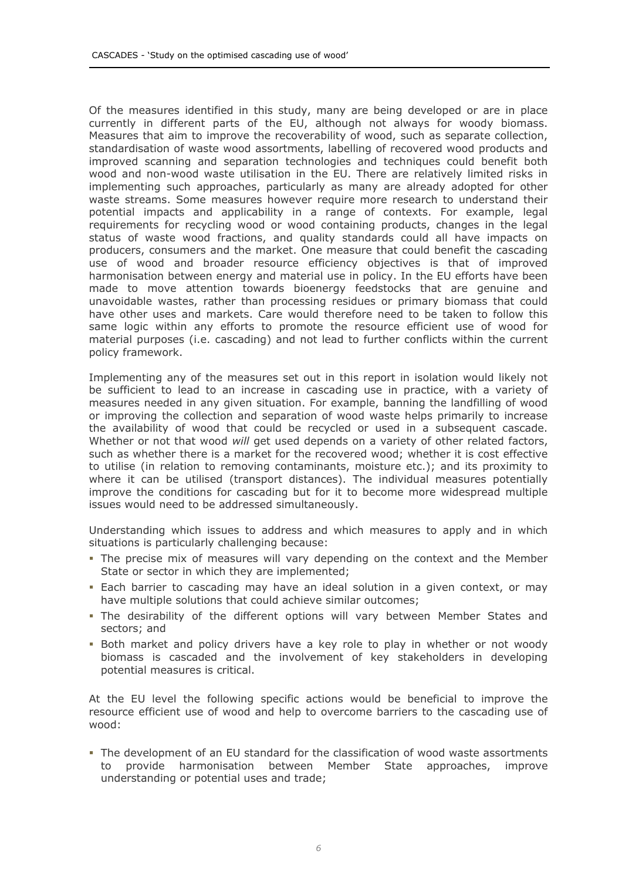Of the measures identified in this study, many are being developed or are in place currently in different parts of the EU, although not always for woody biomass. Measures that aim to improve the recoverability of wood, such as separate collection, standardisation of waste wood assortments, labelling of recovered wood products and improved scanning and separation technologies and techniques could benefit both wood and non-wood waste utilisation in the EU. There are relatively limited risks in implementing such approaches, particularly as many are already adopted for other waste streams. Some measures however require more research to understand their potential impacts and applicability in a range of contexts. For example, legal requirements for recycling wood or wood containing products, changes in the legal status of waste wood fractions, and quality standards could all have impacts on producers, consumers and the market. One measure that could benefit the cascading use of wood and broader resource efficiency objectives is that of improved harmonisation between energy and material use in policy. In the EU efforts have been made to move attention towards bioenergy feedstocks that are genuine and unavoidable wastes, rather than processing residues or primary biomass that could have other uses and markets. Care would therefore need to be taken to follow this same logic within any efforts to promote the resource efficient use of wood for material purposes (i.e. cascading) and not lead to further conflicts within the current policy framework.

Implementing any of the measures set out in this report in isolation would likely not be sufficient to lead to an increase in cascading use in practice, with a variety of measures needed in any given situation. For example, banning the landfilling of wood or improving the collection and separation of wood waste helps primarily to increase the availability of wood that could be recycled or used in a subsequent cascade. Whether or not that wood *will* get used depends on a variety of other related factors, such as whether there is a market for the recovered wood; whether it is cost effective to utilise (in relation to removing contaminants, moisture etc.); and its proximity to where it can be utilised (transport distances). The individual measures potentially improve the conditions for cascading but for it to become more widespread multiple issues would need to be addressed simultaneously.

Understanding which issues to address and which measures to apply and in which situations is particularly challenging because:

- The precise mix of measures will vary depending on the context and the Member State or sector in which they are implemented;
- Each barrier to cascading may have an ideal solution in a given context, or may have multiple solutions that could achieve similar outcomes;
- The desirability of the different options will vary between Member States and sectors; and
- Both market and policy drivers have a key role to play in whether or not woody biomass is cascaded and the involvement of key stakeholders in developing potential measures is critical.

At the EU level the following specific actions would be beneficial to improve the resource efficient use of wood and help to overcome barriers to the cascading use of wood:

- The development of an EU standard for the classification of wood waste assortments to provide harmonisation between Member State approaches, improve understanding or potential uses and trade;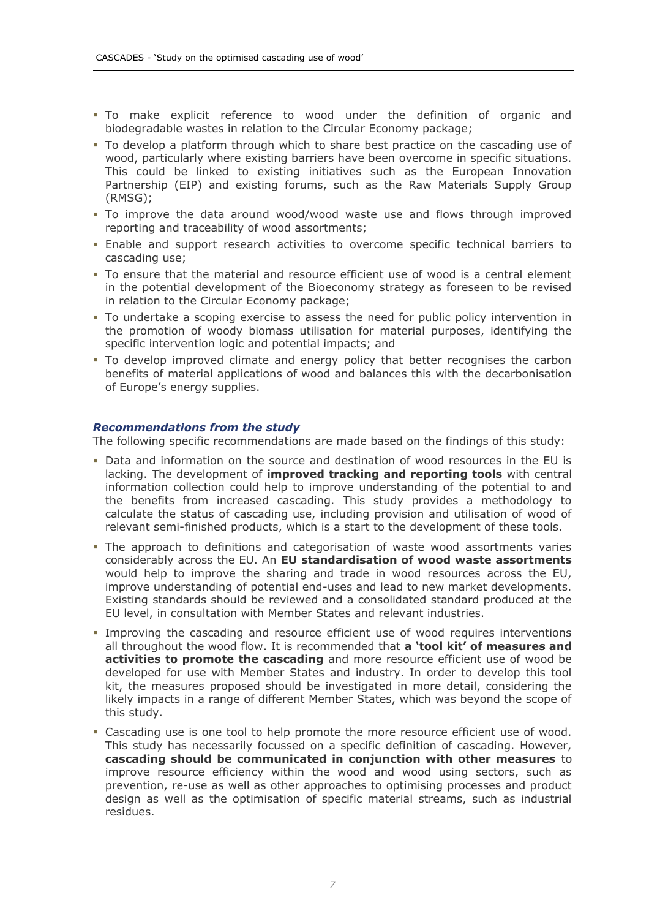- To make explicit reference to wood under the definition of organic and biodegradable wastes in relation to the Circular Economy package;
- To develop a platform through which to share best practice on the cascading use of wood, particularly where existing barriers have been overcome in specific situations. This could be linked to existing initiatives such as the European Innovation Partnership (EIP) and existing forums, such as the Raw Materials Supply Group (RMSG);
- To improve the data around wood/wood waste use and flows through improved reporting and traceability of wood assortments;
- Enable and support research activities to overcome specific technical barriers to cascading use;
- To ensure that the material and resource efficient use of wood is a central element in the potential development of the Bioeconomy strategy as foreseen to be revised in relation to the Circular Economy package;
- To undertake a scoping exercise to assess the need for public policy intervention in the promotion of woody biomass utilisation for material purposes, identifying the specific intervention logic and potential impacts; and
- To develop improved climate and energy policy that better recognises the carbon benefits of material applications of wood and balances this with the decarbonisation of Europe's energy supplies.

### *Recommendations from the study*

The following specific recommendations are made based on the findings of this study:

- Data and information on the source and destination of wood resources in the EU is lacking. The development of **improved tracking and reporting tools** with central information collection could help to improve understanding of the potential to and the benefits from increased cascading. This study provides a methodology to calculate the status of cascading use, including provision and utilisation of wood of relevant semi-finished products, which is a start to the development of these tools.
- The approach to definitions and categorisation of waste wood assortments varies considerably across the EU. An **EU standardisation of wood waste assortments** would help to improve the sharing and trade in wood resources across the EU, improve understanding of potential end-uses and lead to new market developments. Existing standards should be reviewed and a consolidated standard produced at the EU level, in consultation with Member States and relevant industries.
- Improving the cascading and resource efficient use of wood requires interventions all throughout the wood flow. It is recommended that **a 'tool kit' of measures and activities to promote the cascading** and more resource efficient use of wood be developed for use with Member States and industry. In order to develop this tool kit, the measures proposed should be investigated in more detail, considering the likely impacts in a range of different Member States, which was beyond the scope of this study.
- Cascading use is one tool to help promote the more resource efficient use of wood. This study has necessarily focussed on a specific definition of cascading. However, **cascading should be communicated in conjunction with other measures** to improve resource efficiency within the wood and wood using sectors, such as prevention, re-use as well as other approaches to optimising processes and product design as well as the optimisation of specific material streams, such as industrial residues.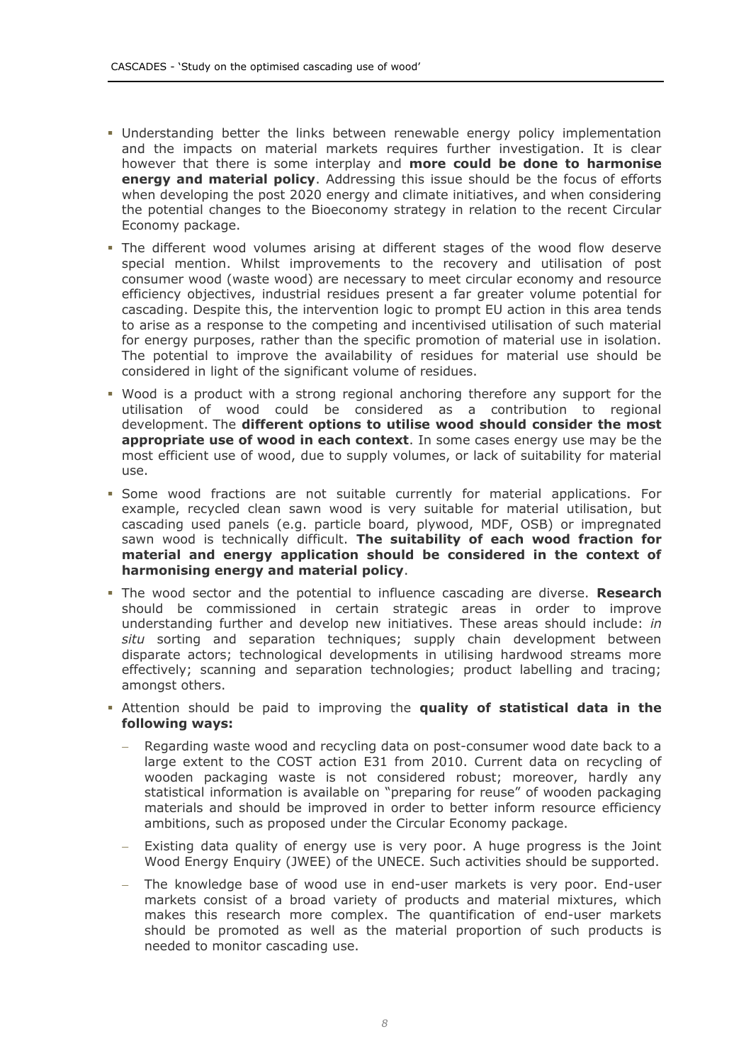- Understanding better the links between renewable energy policy implementation and the impacts on material markets requires further investigation. It is clear however that there is some interplay and **more could be done to harmonise energy and material policy**. Addressing this issue should be the focus of efforts when developing the post 2020 energy and climate initiatives, and when considering the potential changes to the Bioeconomy strategy in relation to the recent Circular Economy package.
- The different wood volumes arising at different stages of the wood flow deserve special mention. Whilst improvements to the recovery and utilisation of post consumer wood (waste wood) are necessary to meet circular economy and resource efficiency objectives, industrial residues present a far greater volume potential for cascading. Despite this, the intervention logic to prompt EU action in this area tends to arise as a response to the competing and incentivised utilisation of such material for energy purposes, rather than the specific promotion of material use in isolation. The potential to improve the availability of residues for material use should be considered in light of the significant volume of residues.
- Wood is a product with a strong regional anchoring therefore any support for the utilisation of wood could be considered as a contribution to regional development. The **different options to utilise wood should consider the most appropriate use of wood in each context**. In some cases energy use may be the most efficient use of wood, due to supply volumes, or lack of suitability for material use.
- Some wood fractions are not suitable currently for material applications. For example, recycled clean sawn wood is very suitable for material utilisation, but cascading used panels (e.g. particle board, plywood, MDF, OSB) or impregnated sawn wood is technically difficult. **The suitability of each wood fraction for material and energy application should be considered in the context of harmonising energy and material policy**.
- The wood sector and the potential to influence cascading are diverse. **Research** should be commissioned in certain strategic areas in order to improve understanding further and develop new initiatives. These areas should include: *in situ* sorting and separation techniques; supply chain development between disparate actors; technological developments in utilising hardwood streams more effectively; scanning and separation technologies; product labelling and tracing; amongst others.
- Attention should be paid to improving the **quality of statistical data in the following ways:**
  - Regarding waste wood and recycling data on post-consumer wood date back to a large extent to the COST action E31 from 2010. Current data on recycling of wooden packaging waste is not considered robust; moreover, hardly any statistical information is available on "preparing for reuse" of wooden packaging materials and should be improved in order to better inform resource efficiency ambitions, such as proposed under the Circular Economy package.
  - Existing data quality of energy use is very poor. A huge progress is the Joint Wood Energy Enquiry (JWEE) of the UNECE. Such activities should be supported.
  - The knowledge base of wood use in end-user markets is very poor. End-user markets consist of a broad variety of products and material mixtures, which makes this research more complex. The quantification of end-user markets should be promoted as well as the material proportion of such products is needed to monitor cascading use.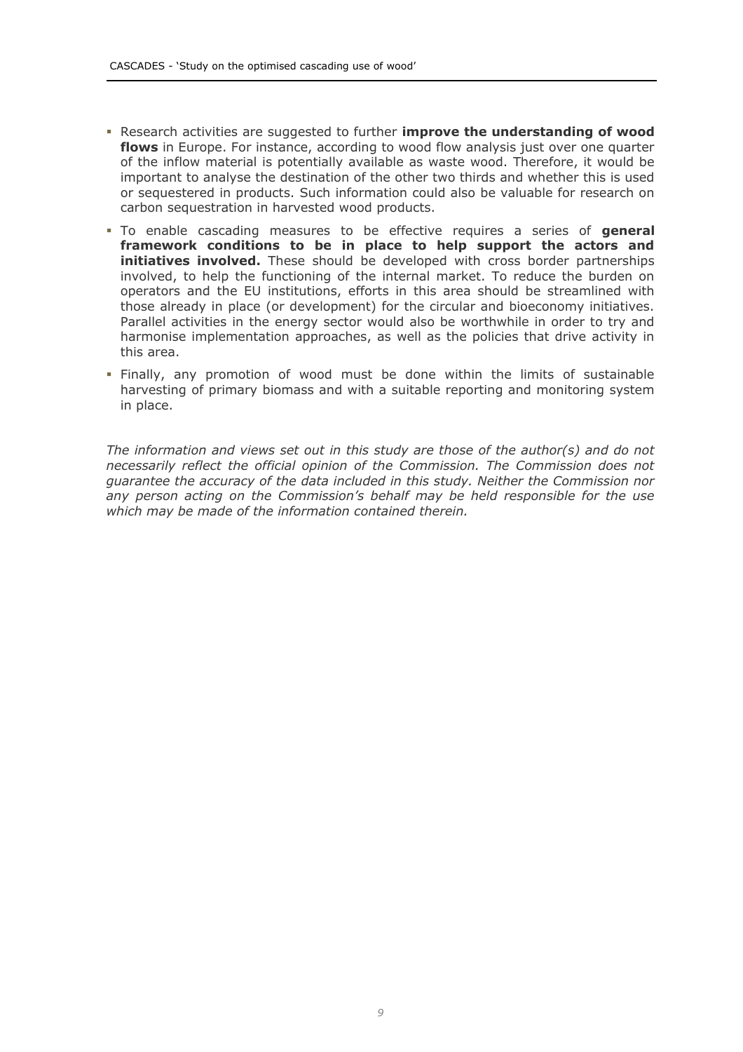- Research activities are suggested to further **improve the understanding of wood flows** in Europe. For instance, according to wood flow analysis just over one quarter of the inflow material is potentially available as waste wood. Therefore, it would be important to analyse the destination of the other two thirds and whether this is used or sequestered in products. Such information could also be valuable for research on carbon sequestration in harvested wood products.
- To enable cascading measures to be effective requires a series of **general framework conditions to be in place to help support the actors and initiatives involved.** These should be developed with cross border partnerships involved, to help the functioning of the internal market. To reduce the burden on operators and the EU institutions, efforts in this area should be streamlined with those already in place (or development) for the circular and bioeconomy initiatives. Parallel activities in the energy sector would also be worthwhile in order to try and harmonise implementation approaches, as well as the policies that drive activity in this area.
- Finally, any promotion of wood must be done within the limits of sustainable harvesting of primary biomass and with a suitable reporting and monitoring system in place.

*The information and views set out in this study are those of the author(s) and do not necessarily reflect the official opinion of the Commission. The Commission does not guarantee the accuracy of the data included in this study. Neither the Commission nor any person acting on the Commission's behalf may be held responsible for the use which may be made of the information contained therein.*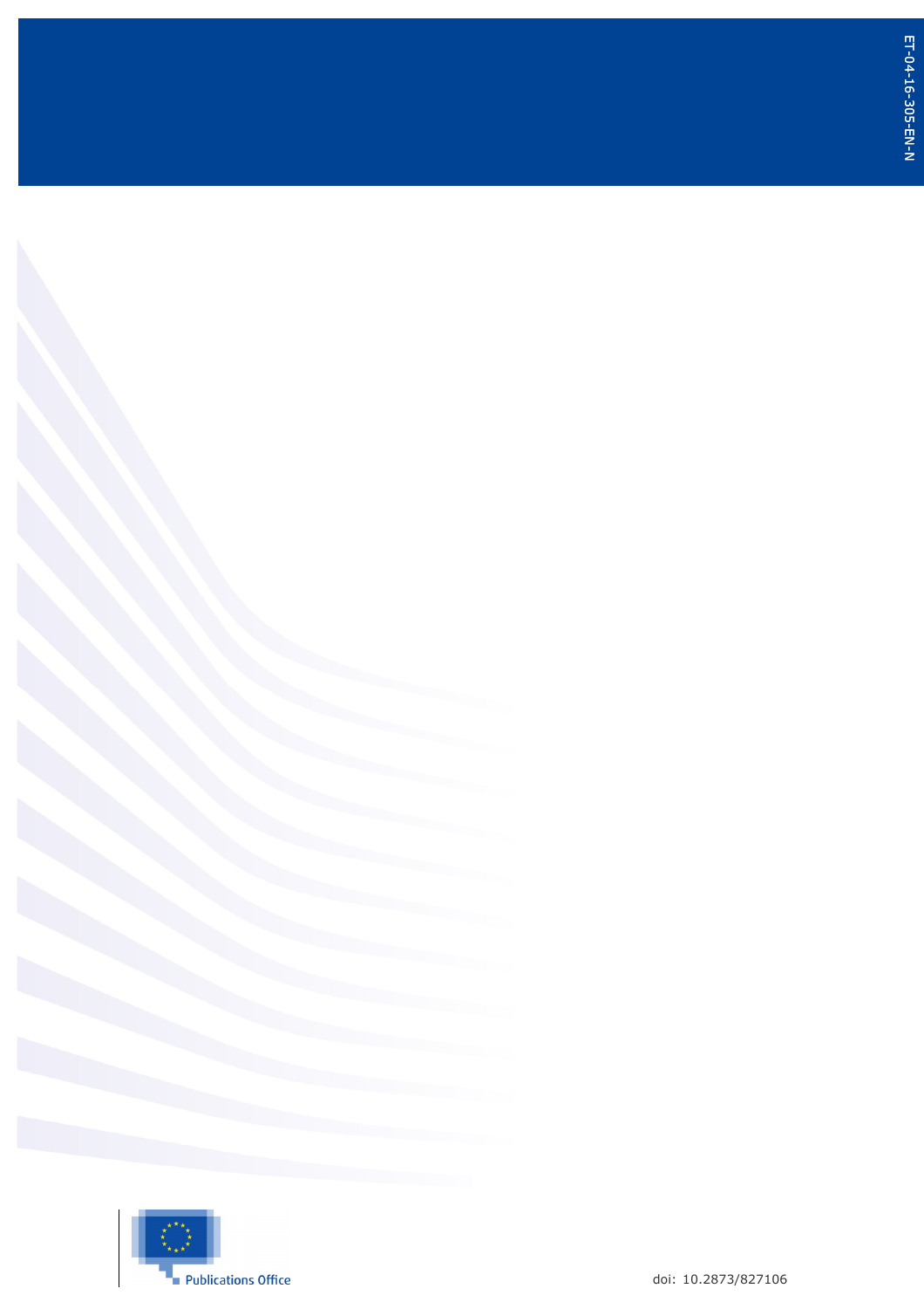ET-04-16-305-EN-N

Publications Office

doi: 10.2873/827106